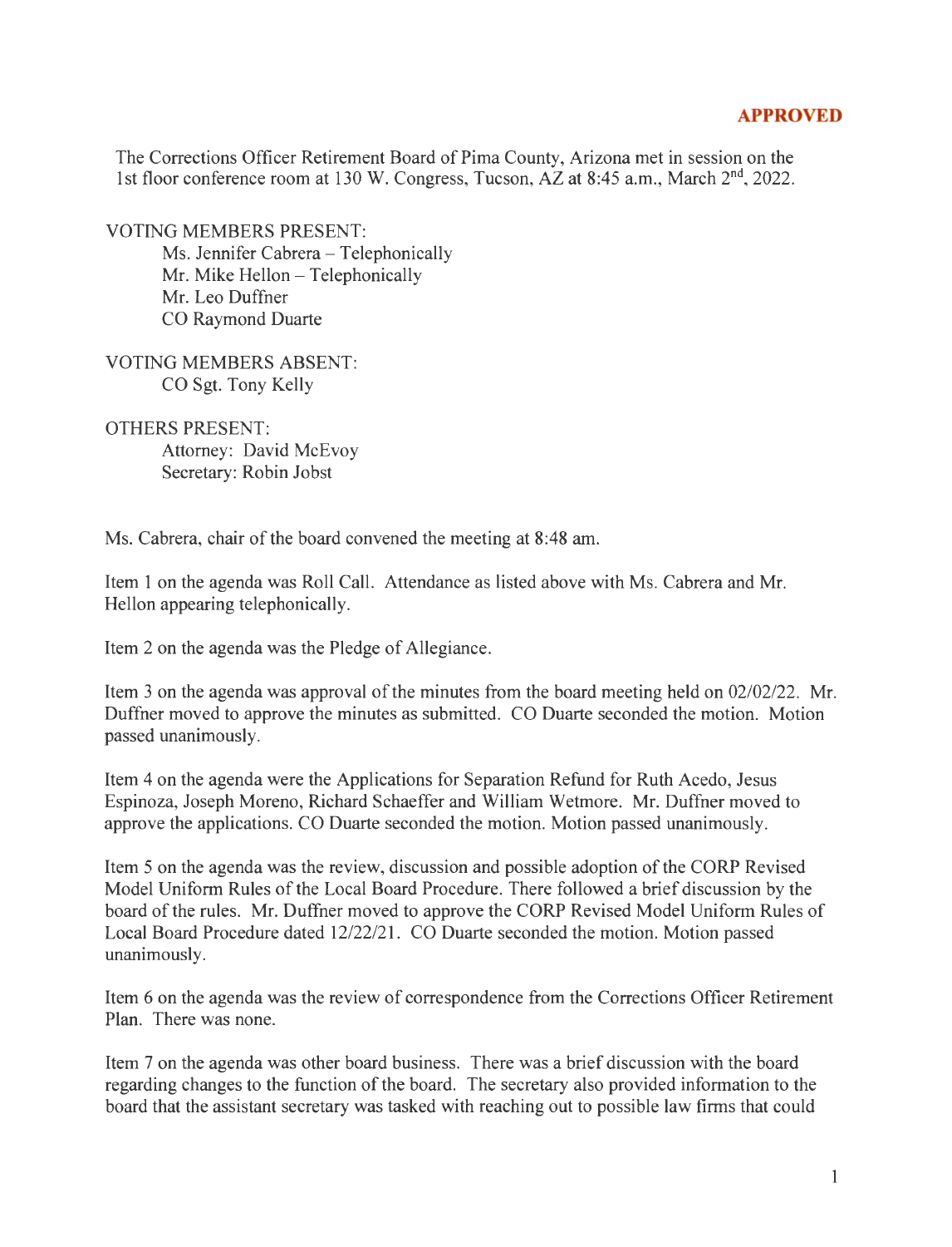**APPROVED**

The Corrections Officer Retirement Board of Pima County, Arizona met in session on the 1st floor conference room at 130 W. Congress, Tucson, AZ at 8:45 a.m., March 2nd, 2022.

VOTING MEMBERS PRESENT:
- Ms. Jennifer Cabrera – Telephonically
- Mr. Mike Hellon – Telephonically
- Mr. Leo Duffner
- CO Raymond Duarte

VOTING MEMBERS ABSENT:
- CO Sgt. Tony Kelly

OTHERS PRESENT:
- Attorney: David McEvoy
- Secretary: Robin Jobst

Ms. Cabrera, chair of the board convened the meeting at 8:48 am.

Item 1 on the agenda was Roll Call. Attendance as listed above with Ms. Cabrera and Mr. Hellon appearing telephonically.

Item 2 on the agenda was the Pledge of Allegiance.

Item 3 on the agenda was approval of the minutes from the board meeting held on 02/02/22. Mr. Duffner moved to approve the minutes as submitted. CO Duarte seconded the motion. Motion passed unanimously.

Item 4 on the agenda were the Applications for Separation Refund for Ruth Acedo, Jesus Espinoza, Joseph Moreno, Richard Schaeffer and William Wetmore. Mr. Duffner moved to approve the applications. CO Duarte seconded the motion. Motion passed unanimously.

Item 5 on the agenda was the review, discussion and possible adoption of the CORP Revised Model Uniform Rules of the Local Board Procedure. There followed a brief discussion by the board of the rules. Mr. Duffner moved to approve the CORP Revised Model Uniform Rules of Local Board Procedure dated 12/22/21. CO Duarte seconded the motion. Motion passed unanimously.

Item 6 on the agenda was the review of correspondence from the Corrections Officer Retirement Plan. There was none.

Item 7 on the agenda was other board business. There was a brief discussion with the board regarding changes to the function of the board. The secretary also provided information to the board that the assistant secretary was tasked with reaching out to possible law firms that could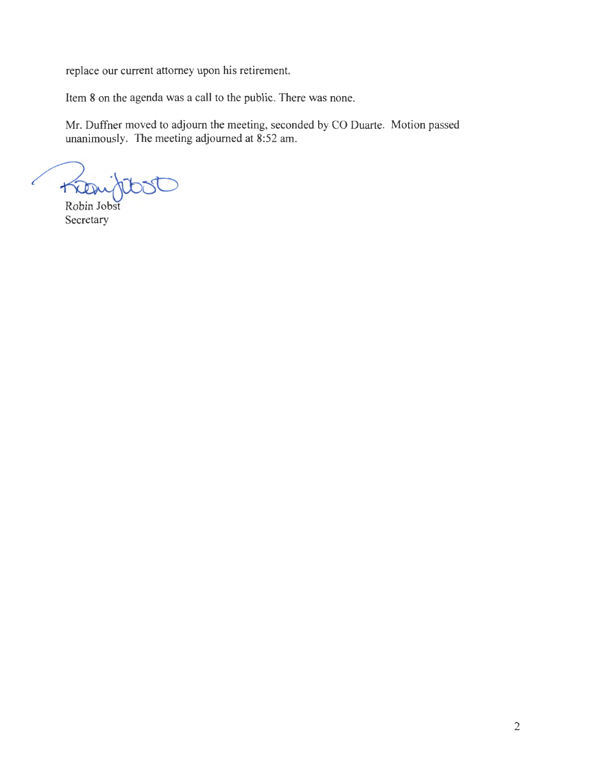replace our current attorney upon his retirement.

Item 8 on the agenda was a call to the public. There was none.

Mr. Duffner moved to adjourn the meeting, seconded by CO Duarte. Motion passed unanimously. The meeting adjourned at 8:52 am.

Robin Jobst
Secretary